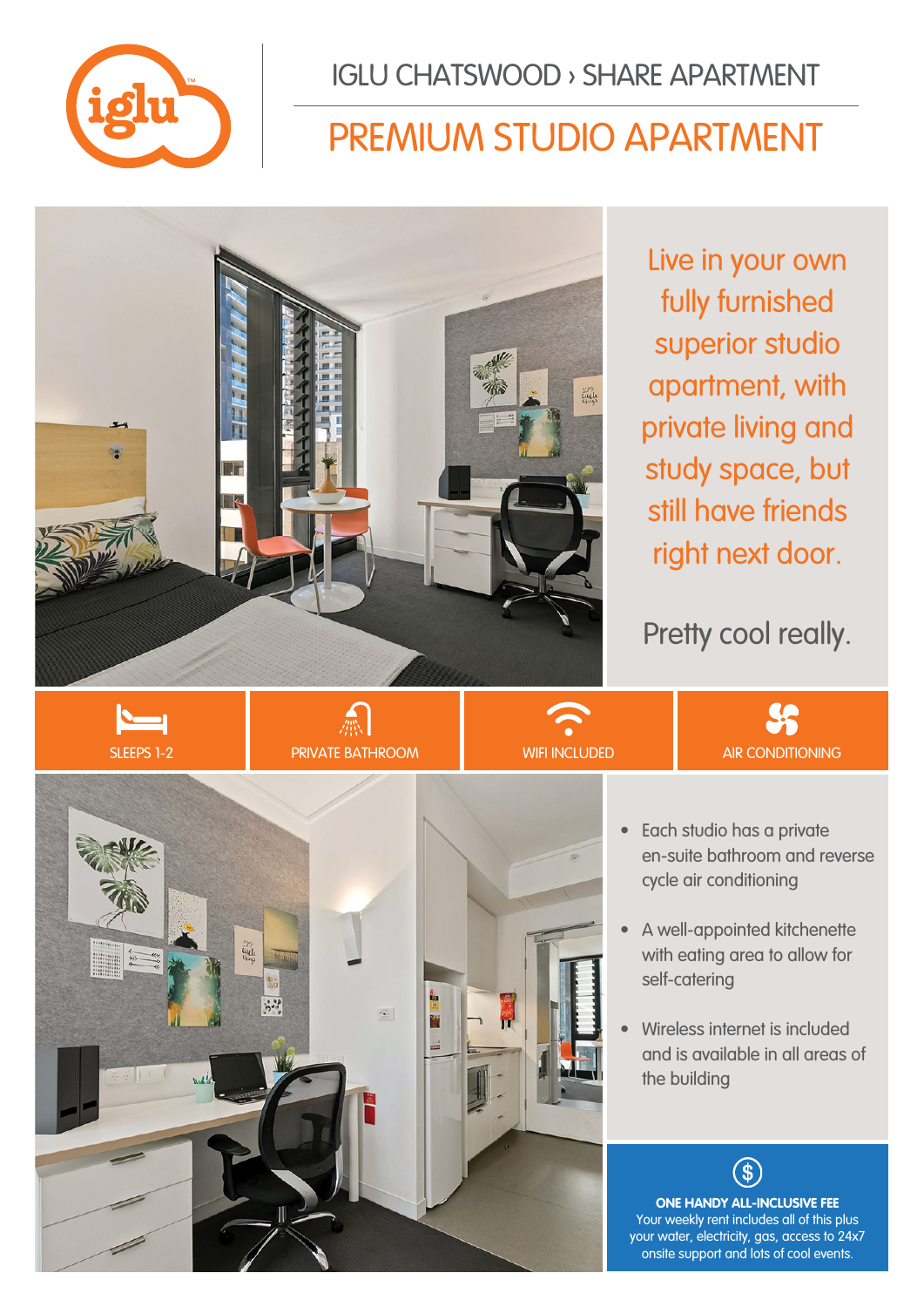IGLU CHATSWOOD › SHARE APARTMENT

# PREMIUM STUDIO APARTMENT

Live in your own fully furnished superior studio apartment, with private living and study space, but still have friends right next door.

Pretty cool really.

SLEEPS 1-2 | PRIVATE BATHROOM | WIFI INCLUDED | AIR CONDITIONING

- Each studio has a private en-suite bathroom and reverse cycle air conditioning
- A well-appointed kitchenette with eating area to allow for self-catering
- Wireless internet is included and is available in all areas of the building

**ONE HANDY ALL-INCLUSIVE FEE**

Your weekly rent includes all of this plus your water, electricity, gas, access to 24x7 onsite support and lots of cool events.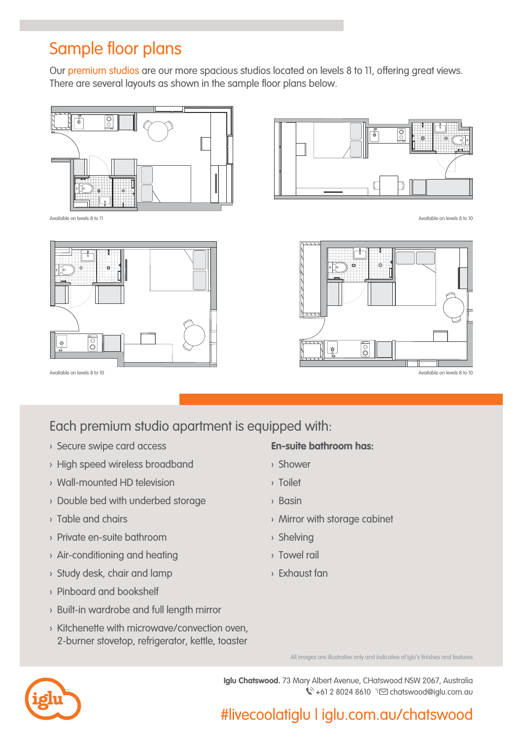# Sample floor plans

Our premium studios are our more spacious studios located on levels 8 to 11, offering great views. There are several layouts as shown in the sample floor plans below.

Available on levels 8 to 11

Available on levels 8 to 10

Available on levels 8 to 10

Available on levels 8 to 10

## Each premium studio apartment is equipped with:

- Secure swipe card access
- High speed wireless broadband
- Wall-mounted HD television
- Double bed with underbed storage
- Table and chairs
- Private en-suite bathroom
- Air-conditioning and heating
- Study desk, chair and lamp
- Pinboard and bookshelf
- Built-in wardrobe and full length mirror
- Kitchenette with microwave/convection oven, 2-burner stovetop, refrigerator, kettle, toaster

**En-suite bathroom has:**

- Shower
- Toilet
- Basin
- Mirror with storage cabinet
- Shelving
- Towel rail
- Exhaust fan

All images are illustrative only and indicative of Iglu's finishes and features

**Iglu Chatswood.** 73 Mary Albert Avenue, CHatswood NSW 2067, Australia
+61 2 8024 8610 chatswood@iglu.com.au

#livecoolatiglu | iglu.com.au/chatswood